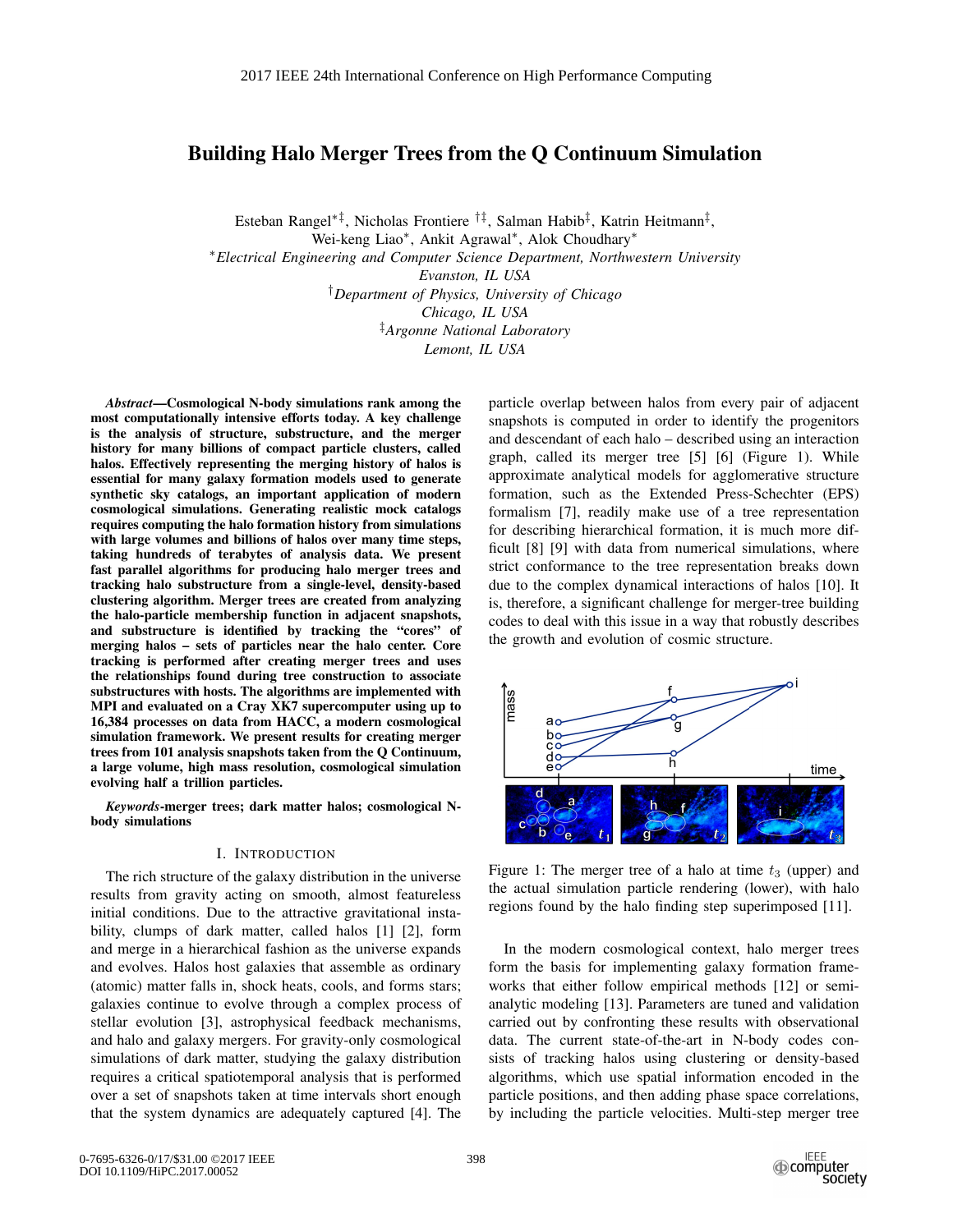# Building Halo Merger Trees from the Q Continuum Simulation

Esteban Rangel[*‡], Nicholas Frontiere[†‡], Salman Habib[‡], Katrin Heitmann[‡],
Wei-keng Liao[*], Ankit Agrawal[*], Alok Choudhary[*]

[*]*Electrical Engineering and Computer Science Department, Northwestern University*
*Evanston, IL USA*
[†]*Department of Physics, University of Chicago*
*Chicago, IL USA*
[‡]*Argonne National Laboratory*
*Lemont, IL USA*

***Abstract*—Cosmological N-body simulations rank among the most computationally intensive efforts today. A key challenge is the analysis of structure, substructure, and the merger history for many billions of compact particle clusters, called halos. Effectively representing the merging history of halos is essential for many galaxy formation models used to generate synthetic sky catalogs, an important application of modern cosmological simulations. Generating realistic mock catalogs requires computing the halo formation history from simulations with large volumes and billions of halos over many time steps, taking hundreds of terabytes of analysis data. We present fast parallel algorithms for producing halo merger trees and tracking halo substructure from a single-level, density-based clustering algorithm. Merger trees are created from analyzing the halo-particle membership function in adjacent snapshots, and substructure is identified by tracking the "cores" of merging halos – sets of particles near the halo center. Core tracking is performed after creating merger trees and uses the relationships found during tree construction to associate substructures with hosts. The algorithms are implemented with MPI and evaluated on a Cray XK7 supercomputer using up to 16,384 processes on data from HACC, a modern cosmological simulation framework. We present results for creating merger trees from 101 analysis snapshots taken from the Q Continuum, a large volume, high mass resolution, cosmological simulation evolving half a trillion particles.**

***Keywords*-merger trees; dark matter halos; cosmological N-body simulations**

## I. Introduction

The rich structure of the galaxy distribution in the universe results from gravity acting on smooth, almost featureless initial conditions. Due to the attractive gravitational instability, clumps of dark matter, called halos [1] [2], form and merge in a hierarchical fashion as the universe expands and evolves. Halos host galaxies that assemble as ordinary (atomic) matter falls in, shock heats, cools, and forms stars; galaxies continue to evolve through a complex process of stellar evolution [3], astrophysical feedback mechanisms, and halo and galaxy mergers. For gravity-only cosmological simulations of dark matter, studying the galaxy distribution requires a critical spatiotemporal analysis that is performed over a set of snapshots taken at time intervals short enough that the system dynamics are adequately captured [4]. The particle overlap between halos from every pair of adjacent snapshots is computed in order to identify the progenitors and descendant of each halo – described using an interaction graph, called its merger tree [5] [6] (Figure 1). While approximate analytical models for agglomerative structure formation, such as the Extended Press-Schechter (EPS) formalism [7], readily make use of a tree representation for describing hierarchical formation, it is much more difficult [8] [9] with data from numerical simulations, where strict conformance to the tree representation breaks down due to the complex dynamical interactions of halos [10]. It is, therefore, a significant challenge for merger-tree building codes to deal with this issue in a way that robustly describes the growth and evolution of cosmic structure.

Figure 1: The merger tree of a halo at time $t_3$ (upper) and the actual simulation particle rendering (lower), with halo regions found by the halo finding step superimposed [11].

In the modern cosmological context, halo merger trees form the basis for implementing galaxy formation frameworks that either follow empirical methods [12] or semi-analytic modeling [13]. Parameters are tuned and validation carried out by confronting these results with observational data. The current state-of-the-art in N-body codes consists of tracking halos using clustering or density-based algorithms, which use spatial information encoded in the particle positions, and then adding phase space correlations, by including the particle velocities. Multi-step merger tree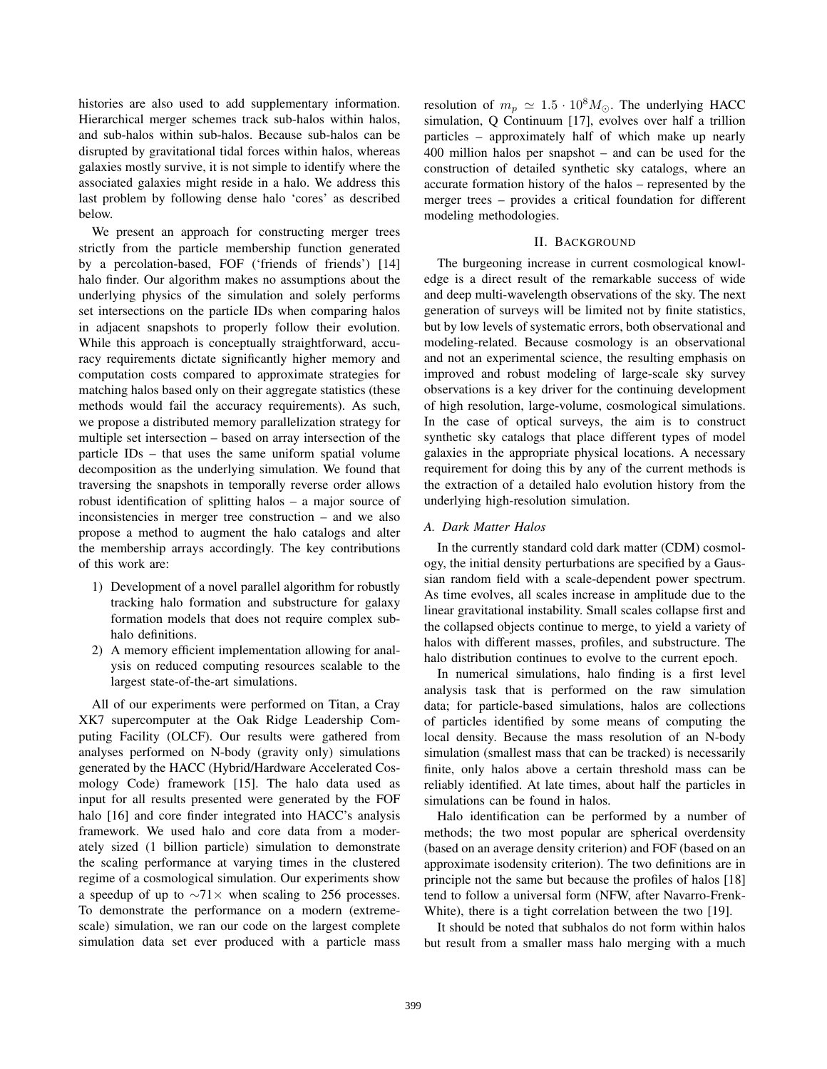histories are also used to add supplementary information. Hierarchical merger schemes track sub-halos within halos, and sub-halos within sub-halos. Because sub-halos can be disrupted by gravitational tidal forces within halos, whereas galaxies mostly survive, it is not simple to identify where the associated galaxies might reside in a halo. We address this last problem by following dense halo 'cores' as described below.

We present an approach for constructing merger trees strictly from the particle membership function generated by a percolation-based, FOF ('friends of friends') [14] halo finder. Our algorithm makes no assumptions about the underlying physics of the simulation and solely performs set intersections on the particle IDs when comparing halos in adjacent snapshots to properly follow their evolution. While this approach is conceptually straightforward, accuracy requirements dictate significantly higher memory and computation costs compared to approximate strategies for matching halos based only on their aggregate statistics (these methods would fail the accuracy requirements). As such, we propose a distributed memory parallelization strategy for multiple set intersection – based on array intersection of the particle IDs – that uses the same uniform spatial volume decomposition as the underlying simulation. We found that traversing the snapshots in temporally reverse order allows robust identification of splitting halos – a major source of inconsistencies in merger tree construction – and we also propose a method to augment the halo catalogs and alter the membership arrays accordingly. The key contributions of this work are:

1) Development of a novel parallel algorithm for robustly tracking halo formation and substructure for galaxy formation models that does not require complex sub-halo definitions.
2) A memory efficient implementation allowing for analysis on reduced computing resources scalable to the largest state-of-the-art simulations.

All of our experiments were performed on Titan, a Cray XK7 supercomputer at the Oak Ridge Leadership Computing Facility (OLCF). Our results were gathered from analyses performed on N-body (gravity only) simulations generated by the HACC (Hybrid/Hardware Accelerated Cosmology Code) framework [15]. The halo data used as input for all results presented were generated by the FOF halo [16] and core finder integrated into HACC's analysis framework. We used halo and core data from a moderately sized (1 billion particle) simulation to demonstrate the scaling performance at varying times in the clustered regime of a cosmological simulation. Our experiments show a speedup of up to $\sim 71\times$ when scaling to 256 processes. To demonstrate the performance on a modern (extreme-scale) simulation, we ran our code on the largest complete simulation data set ever produced with a particle mass resolution of $m_p \simeq 1.5 \cdot 10^8 M_{\odot}$. The underlying HACC simulation, Q Continuum [17], evolves over half a trillion particles – approximately half of which make up nearly 400 million halos per snapshot – and can be used for the construction of detailed synthetic sky catalogs, where an accurate formation history of the halos – represented by the merger trees – provides a critical foundation for different modeling methodologies.

## II. Background

The burgeoning increase in current cosmological knowledge is a direct result of the remarkable success of wide and deep multi-wavelength observations of the sky. The next generation of surveys will be limited not by finite statistics, but by low levels of systematic errors, both observational and modeling-related. Because cosmology is an observational and not an experimental science, the resulting emphasis on improved and robust modeling of large-scale sky survey observations is a key driver for the continuing development of high resolution, large-volume, cosmological simulations. In the case of optical surveys, the aim is to construct synthetic sky catalogs that place different types of model galaxies in the appropriate physical locations. A necessary requirement for doing this by any of the current methods is the extraction of a detailed halo evolution history from the underlying high-resolution simulation.

### A. Dark Matter Halos

In the currently standard cold dark matter (CDM) cosmology, the initial density perturbations are specified by a Gaussian random field with a scale-dependent power spectrum. As time evolves, all scales increase in amplitude due to the linear gravitational instability. Small scales collapse first and the collapsed objects continue to merge, to yield a variety of halos with different masses, profiles, and substructure. The halo distribution continues to evolve to the current epoch.

In numerical simulations, halo finding is a first level analysis task that is performed on the raw simulation data; for particle-based simulations, halos are collections of particles identified by some means of computing the local density. Because the mass resolution of an N-body simulation (smallest mass that can be tracked) is necessarily finite, only halos above a certain threshold mass can be reliably identified. At late times, about half the particles in simulations can be found in halos.

Halo identification can be performed by a number of methods; the two most popular are spherical overdensity (based on an average density criterion) and FOF (based on an approximate isodensity criterion). The two definitions are in principle not the same but because the profiles of halos [18] tend to follow a universal form (NFW, after Navarro-Frenk-White), there is a tight correlation between the two [19].

It should be noted that subhalos do not form within halos but result from a smaller mass halo merging with a much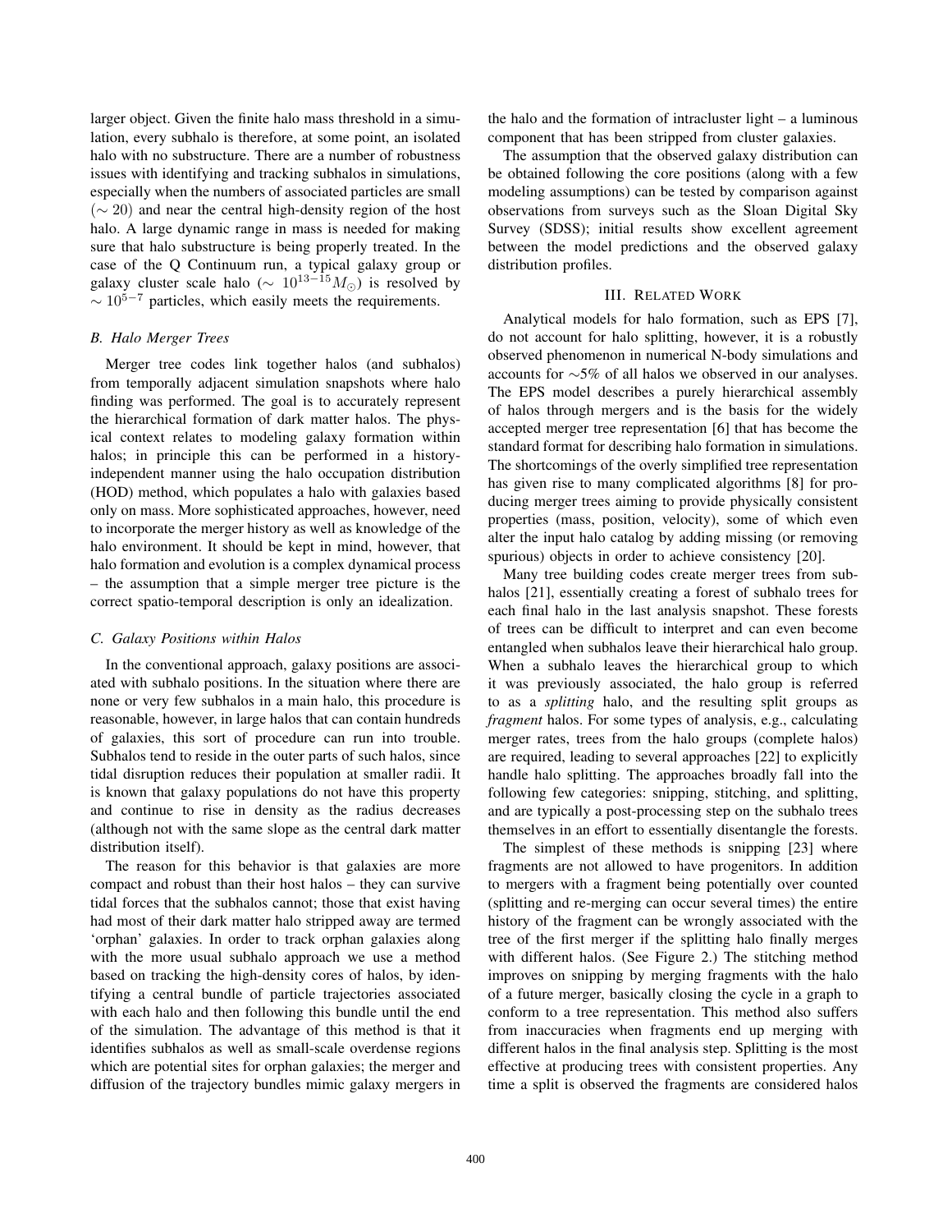larger object. Given the finite halo mass threshold in a simulation, every subhalo is therefore, at some point, an isolated halo with no substructure. There are a number of robustness issues with identifying and tracking subhalos in simulations, especially when the numbers of associated particles are small ($\sim 20$) and near the central high-density region of the host halo. A large dynamic range in mass is needed for making sure that halo substructure is being properly treated. In the case of the Q Continuum run, a typical galaxy group or galaxy cluster scale halo ($\sim 10^{13-15} M_{\odot}$) is resolved by $\sim 10^{5-7}$ particles, which easily meets the requirements.

### B. Halo Merger Trees

Merger tree codes link together halos (and subhalos) from temporally adjacent simulation snapshots where halo finding was performed. The goal is to accurately represent the hierarchical formation of dark matter halos. The physical context relates to modeling galaxy formation within halos; in principle this can be performed in a history-independent manner using the halo occupation distribution (HOD) method, which populates a halo with galaxies based only on mass. More sophisticated approaches, however, need to incorporate the merger history as well as knowledge of the halo environment. It should be kept in mind, however, that halo formation and evolution is a complex dynamical process – the assumption that a simple merger tree picture is the correct spatio-temporal description is only an idealization.

### C. Galaxy Positions within Halos

In the conventional approach, galaxy positions are associated with subhalo positions. In the situation where there are none or very few subhalos in a main halo, this procedure is reasonable, however, in large halos that can contain hundreds of galaxies, this sort of procedure can run into trouble. Subhalos tend to reside in the outer parts of such halos, since tidal disruption reduces their population at smaller radii. It is known that galaxy populations do not have this property and continue to rise in density as the radius decreases (although not with the same slope as the central dark matter distribution itself).

The reason for this behavior is that galaxies are more compact and robust than their host halos – they can survive tidal forces that the subhalos cannot; those that exist having had most of their dark matter halo stripped away are termed 'orphan' galaxies. In order to track orphan galaxies along with the more usual subhalo approach we use a method based on tracking the high-density cores of halos, by identifying a central bundle of particle trajectories associated with each halo and then following this bundle until the end of the simulation. The advantage of this method is that it identifies subhalos as well as small-scale overdense regions which are potential sites for orphan galaxies; the merger and diffusion of the trajectory bundles mimic galaxy mergers in the halo and the formation of intracluster light – a luminous component that has been stripped from cluster galaxies.

The assumption that the observed galaxy distribution can be obtained following the core positions (along with a few modeling assumptions) can be tested by comparison against observations from surveys such as the Sloan Digital Sky Survey (SDSS); initial results show excellent agreement between the model predictions and the observed galaxy distribution profiles.

## III. Related Work

Analytical models for halo formation, such as EPS [7], do not account for halo splitting, however, it is a robustly observed phenomenon in numerical N-body simulations and accounts for $\sim$5% of all halos we observed in our analyses. The EPS model describes a purely hierarchical assembly of halos through mergers and is the basis for the widely accepted merger tree representation [6] that has become the standard format for describing halo formation in simulations. The shortcomings of the overly simplified tree representation has given rise to many complicated algorithms [8] for producing merger trees aiming to provide physically consistent properties (mass, position, velocity), some of which even alter the input halo catalog by adding missing (or removing spurious) objects in order to achieve consistency [20].

Many tree building codes create merger trees from subhalos [21], essentially creating a forest of subhalo trees for each final halo in the last analysis snapshot. These forests of trees can be difficult to interpret and can even become entangled when subhalos leave their hierarchical halo group. When a subhalo leaves the hierarchical group to which it was previously associated, the halo group is referred to as a *splitting* halo, and the resulting split groups as *fragment* halos. For some types of analysis, e.g., calculating merger rates, trees from the halo groups (complete halos) are required, leading to several approaches [22] to explicitly handle halo splitting. The approaches broadly fall into the following few categories: snipping, stitching, and splitting, and are typically a post-processing step on the subhalo trees themselves in an effort to essentially disentangle the forests.

The simplest of these methods is snipping [23] where fragments are not allowed to have progenitors. In addition to mergers with a fragment being potentially over counted (splitting and re-merging can occur several times) the entire history of the fragment can be wrongly associated with the tree of the first merger if the splitting halo finally merges with different halos. (See Figure 2.) The stitching method improves on snipping by merging fragments with the halo of a future merger, basically closing the cycle in a graph to conform to a tree representation. This method also suffers from inaccuracies when fragments end up merging with different halos in the final analysis step. Splitting is the most effective at producing trees with consistent properties. Any time a split is observed the fragments are considered halos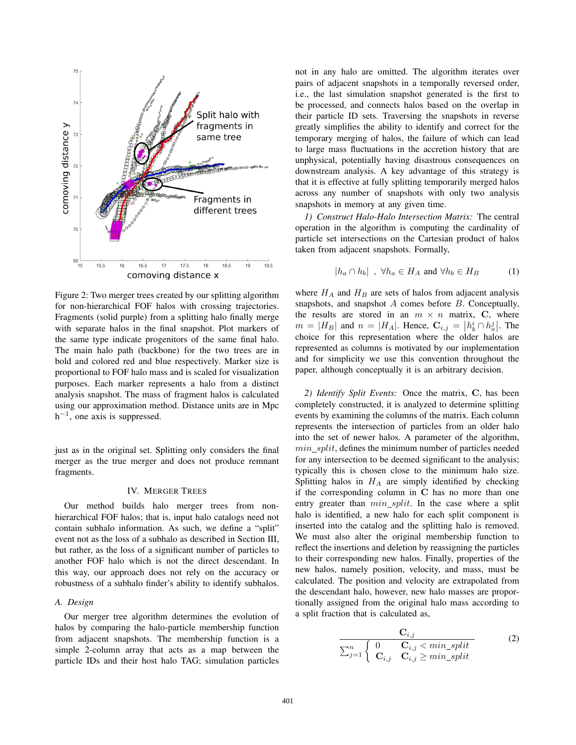Figure 2: Two merger trees created by our splitting algorithm for non-hierarchical FOF halos with crossing trajectories. Fragments (solid purple) from a splitting halo finally merge with separate halos in the final snapshot. Plot markers of the same type indicate progenitors of the same final halo. The main halo path (backbone) for the two trees are in bold and colored red and blue respectively. Marker size is proportional to FOF halo mass and is scaled for visualization purposes. Each marker represents a halo from a distinct analysis snapshot. The mass of fragment halos is calculated using our approximation method. Distance units are in Mpc $h^{-1}$, one axis is suppressed.

just as in the original set. Splitting only considers the final merger as the true merger and does not produce remnant fragments.

## IV. Merger Trees

Our method builds halo merger trees from non-hierarchical FOF halos; that is, input halo catalogs need not contain subhalo information. As such, we define a "split" event not as the loss of a subhalo as described in Section III, but rather, as the loss of a significant number of particles to another FOF halo which is not the direct descendant. In this way, our approach does not rely on the accuracy or robustness of a subhalo finder's ability to identify subhalos.

### A. Design

Our merger tree algorithm determines the evolution of halos by comparing the halo-particle membership function from adjacent snapshots. The membership function is a simple 2-column array that acts as a map between the particle IDs and their host halo TAG; simulation particles not in any halo are omitted. The algorithm iterates over pairs of adjacent snapshots in a temporally reversed order, i.e., the last simulation snapshot generated is the first to be processed, and connects halos based on the overlap in their particle ID sets. Traversing the snapshots in reverse greatly simplifies the ability to identify and correct for the temporary merging of halos, the failure of which can lead to large mass fluctuations in the accretion history that are unphysical, potentially having disastrous consequences on downstream analysis. A key advantage of this strategy is that it is effective at fully splitting temporarily merged halos across any number of snapshots with only two analysis snapshots in memory at any given time.

*1) Construct Halo-Halo Intersection Matrix:* The central operation in the algorithm is computing the cardinality of particle set intersections on the Cartesian product of halos taken from adjacent snapshots. Formally,

$$|h_a \cap h_b| \ \ , \ \forall h_a \in H_A \text{ and } \forall h_b \in H_B \tag{1}$$

where $H_A$ and $H_B$ are sets of halos from adjacent analysis snapshots, and snapshot $A$ comes before $B$. Conceptually, the results are stored in an $m \times n$ matrix, $\mathbf{C}$, where $m = |H_B|$ and $n = |H_A|$. Hence, $\mathbf{C}_{i,j} = |h_b^i \cap h_a^j|$. The choice for this representation where the older halos are represented as columns is motivated by our implementation and for simplicity we use this convention throughout the paper, although conceptually it is an arbitrary decision.

*2) Identify Split Events:* Once the matrix, $\mathbf{C}$, has been completely constructed, it is analyzed to determine splitting events by examining the columns of the matrix. Each column represents the intersection of particles from an older halo into the set of newer halos. A parameter of the algorithm, $min\_split$, defines the minimum number of particles needed for any intersection to be deemed significant to the analysis; typically this is chosen close to the minimum halo size. Splitting halos in $H_A$ are simply identified by checking if the corresponding column in $\mathbf{C}$ has no more than one entry greater than $min\_split$. In the case where a split halo is identified, a new halo for each split component is inserted into the catalog and the splitting halo is removed. We must also alter the original membership function to reflect the insertions and deletion by reassigning the particles to their corresponding new halos. Finally, properties of the new halos, namely position, velocity, and mass, must be calculated. The position and velocity are extrapolated from the descendant halo, however, new halo masses are proportionally assigned from the original halo mass according to a split fraction that is calculated as,

$$\frac{\mathbf{C}_{i,j}}{\sum_{j=1}^{n} \begin{cases} 0 & \mathbf{C}_{i,j} < min\_split \\ \mathbf{C}_{i,j} & \mathbf{C}_{i,j} \geq min\_split \end{cases}} \tag{2}$$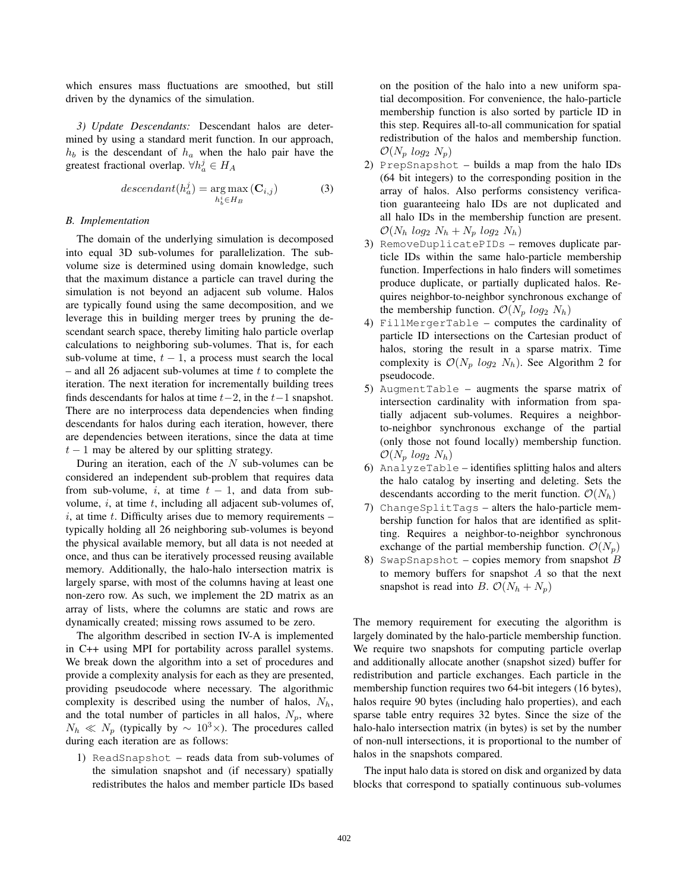which ensures mass fluctuations are smoothed, but still driven by the dynamics of the simulation.

*3) Update Descendants:* Descendant halos are determined by using a standard merit function. In our approach, $h_b$ is the descendant of $h_a$ when the halo pair have the greatest fractional overlap. $\forall h_a^j \in H_A$

$$descendant(h_a^j) = \underset{h_b^i \in H_B}{\arg\max} \left(\mathbf{C}_{i,j}\right) \tag{3}$$

### *B. Implementation*

The domain of the underlying simulation is decomposed into equal 3D sub-volumes for parallelization. The sub-volume size is determined using domain knowledge, such that the maximum distance a particle can travel during the simulation is not beyond an adjacent sub volume. Halos are typically found using the same decomposition, and we leverage this in building merger trees by pruning the descendant search space, thereby limiting halo particle overlap calculations to neighboring sub-volumes. That is, for each sub-volume at time, $t-1$, a process must search the local – and all 26 adjacent sub-volumes at time $t$ to complete the iteration. The next iteration for incrementally building trees finds descendants for halos at time $t-2$, in the $t-1$ snapshot. There are no interprocess data dependencies when finding descendants for halos during each iteration, however, there are dependencies between iterations, since the data at time $t-1$ may be altered by our splitting strategy.

During an iteration, each of the $N$ sub-volumes can be considered an independent sub-problem that requires data from sub-volume, $i$, at time $t-1$, and data from sub-volume, $i$, at time $t$, including all adjacent sub-volumes of, $i$, at time $t$. Difficulty arises due to memory requirements – typically holding all 26 neighboring sub-volumes is beyond the physical available memory, but all data is not needed at once, and thus can be iteratively processed reusing available memory. Additionally, the halo-halo intersection matrix is largely sparse, with most of the columns having at least one non-zero row. As such, we implement the 2D matrix as an array of lists, where the columns are static and rows are dynamically created; missing rows assumed to be zero.

The algorithm described in section IV-A is implemented in C++ using MPI for portability across parallel systems. We break down the algorithm into a set of procedures and provide a complexity analysis for each as they are presented, providing pseudocode where necessary. The algorithmic complexity is described using the number of halos, $N_h$, and the total number of particles in all halos, $N_p$, where $N_h \ll N_p$ (typically by $\sim 10^3\times$). The procedures called during each iteration are as follows:

1) `ReadSnapshot` – reads data from sub-volumes of the simulation snapshot and (if necessary) spatially redistributes the halos and member particle IDs based on the position of the halo into a new uniform spatial decomposition. For convenience, the halo-particle membership function is also sorted by particle ID in this step. Requires all-to-all communication for spatial redistribution of the halos and membership function. $\mathcal{O}(N_p \; log_2 \; N_p)$
2) `PrepSnapshot` – builds a map from the halo IDs (64 bit integers) to the corresponding position in the array of halos. Also performs consistency verification guaranteeing halo IDs are not duplicated and all halo IDs in the membership function are present. $\mathcal{O}(N_h \; log_2 \; N_h + N_p \; log_2 \; N_h)$
3) `RemoveDuplicatePIDs` – removes duplicate particle IDs within the same halo-particle membership function. Imperfections in halo finders will sometimes produce duplicate, or partially duplicated halos. Requires neighbor-to-neighbor synchronous exchange of the membership function. $\mathcal{O}(N_p \; log_2 \; N_h)$
4) `FillMergerTable` – computes the cardinality of particle ID intersections on the Cartesian product of halos, storing the result in a sparse matrix. Time complexity is $\mathcal{O}(N_p \; log_2 \; N_h)$. See Algorithm 2 for pseudocode.
5) `AugmentTable` – augments the sparse matrix of intersection cardinality with information from spatially adjacent sub-volumes. Requires a neighbor-to-neighbor synchronous exchange of the partial (only those not found locally) membership function. $\mathcal{O}(N_p \; log_2 \; N_h)$
6) `AnalyzeTable` – identifies splitting halos and alters the halo catalog by inserting and deleting. Sets the descendants according to the merit function. $\mathcal{O}(N_h)$
7) `ChangeSplitTags` – alters the halo-particle membership function for halos that are identified as splitting. Requires a neighbor-to-neighbor synchronous exchange of the partial membership function. $\mathcal{O}(N_p)$
8) `SwapSnapshot` – copies memory from snapshot $B$ to memory buffers for snapshot $A$ so that the next snapshot is read into $B$. $\mathcal{O}(N_h + N_p)$

The memory requirement for executing the algorithm is largely dominated by the halo-particle membership function. We require two snapshots for computing particle overlap and additionally allocate another (snapshot sized) buffer for redistribution and particle exchanges. Each particle in the membership function requires two 64-bit integers (16 bytes), halos require 90 bytes (including halo properties), and each sparse table entry requires 32 bytes. Since the size of the halo-halo intersection matrix (in bytes) is set by the number of non-null intersections, it is proportional to the number of halos in the snapshots compared.

The input halo data is stored on disk and organized by data blocks that correspond to spatially continuous sub-volumes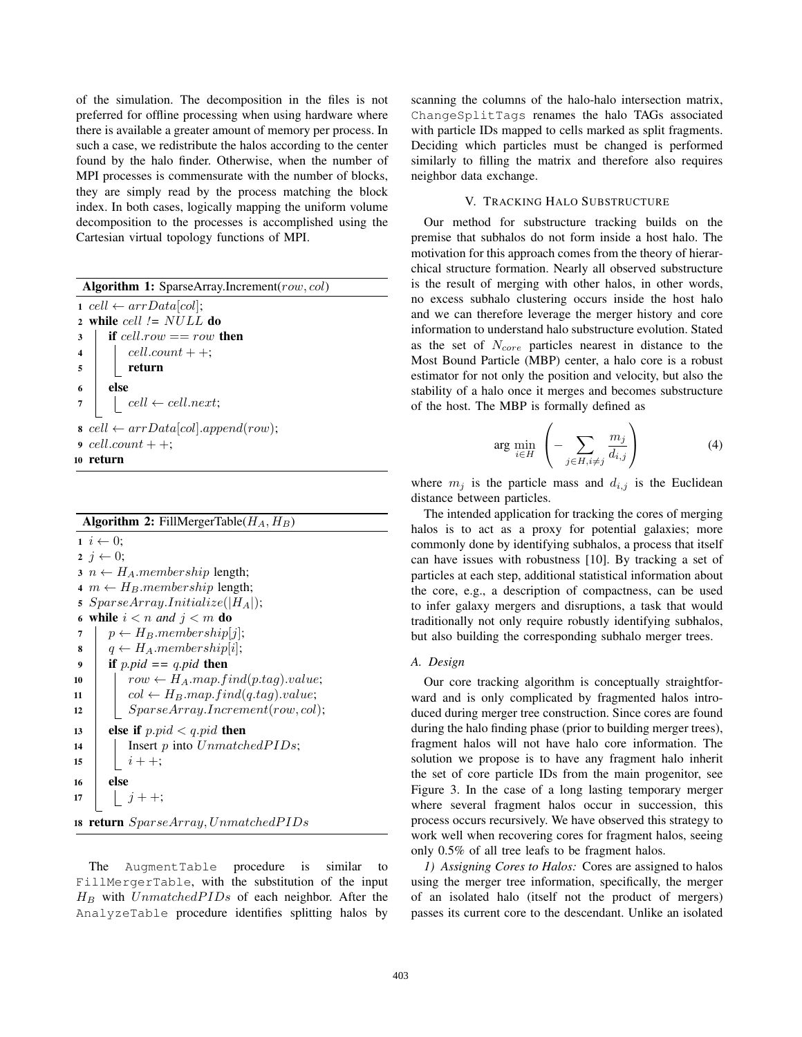of the simulation. The decomposition in the files is not preferred for offline processing when using hardware where there is available a greater amount of memory per process. In such a case, we redistribute the halos according to the center found by the halo finder. Otherwise, when the number of MPI processes is commensurate with the number of blocks, they are simply read by the process matching the block index. In both cases, logically mapping the uniform volume decomposition to the processes is accomplished using the Cartesian virtual topology functions of MPI.

**Algorithm 1:** SparseArray.Increment($row, col$)

```
1  cell ← arrData[col];
2  while cell != NULL do
3      if cell.row == row then
4          cell.count++;
5          return
6      else
7          cell ← cell.next;
8  cell ← arrData[col].append(row);
9  cell.count++;
10 return
```

**Algorithm 2:** FillMergerTable($H_A, H_B$)

```
1  i ← 0;
2  j ← 0;
3  n ← H_A.membership length;
4  m ← H_B.membership length;
5  SparseArray.Initialize(|H_A|);
6  while i < n and j < m do
7      p ← H_B.membership[j];
8      q ← H_A.membership[i];
9      if p.pid == q.pid then
10         row ← H_A.map.find(p.tag).value;
11         col ← H_B.map.find(q.tag).value;
12         SparseArray.Increment(row, col);
13     else if p.pid < q.pid then
14         Insert p into UnmatchedPIDs;
15         i++;
16     else
17         j++;
18 return SparseArray, UnmatchedPIDs
```

The `AugmentTable` procedure is similar to `FillMergerTable`, with the substitution of the input $H_B$ with $UnmatchedPIDs$ of each neighbor. After the `AnalyzeTable` procedure identifies splitting halos by scanning the columns of the halo-halo intersection matrix, `ChangeSplitTags` renames the halo TAGs associated with particle IDs mapped to cells marked as split fragments. Deciding which particles must be changed is performed similarly to filling the matrix and therefore also requires neighbor data exchange.

## V. Tracking Halo Substructure

Our method for substructure tracking builds on the premise that subhalos do not form inside a host halo. The motivation for this approach comes from the theory of hierarchical structure formation. Nearly all observed substructure is the result of merging with other halos, in other words, no excess subhalo clustering occurs inside the host halo and we can therefore leverage the merger history and core information to understand halo substructure evolution. Stated as the set of $N_{core}$ particles nearest in distance to the Most Bound Particle (MBP) center, a halo core is a robust estimator for not only the position and velocity, but also the stability of a halo once it merges and becomes substructure of the host. The MBP is formally defined as

$$\arg\min_{i \in H} \left( - \sum_{j \in H, i \neq j} \frac{m_j}{d_{i,j}} \right) \quad (4)$$

where $m_j$ is the particle mass and $d_{i,j}$ is the Euclidean distance between particles.

The intended application for tracking the cores of merging halos is to act as a proxy for potential galaxies; more commonly done by identifying subhalos, a process that itself can have issues with robustness [10]. By tracking a set of particles at each step, additional statistical information about the core, e.g., a description of compactness, can be used to infer galaxy mergers and disruptions, a task that would traditionally not only require robustly identifying subhalos, but also building the corresponding subhalo merger trees.

### A. Design

Our core tracking algorithm is conceptually straightforward and is only complicated by fragmented halos introduced during merger tree construction. Since cores are found during the halo finding phase (prior to building merger trees), fragment halos will not have halo core information. The solution we propose is to have any fragment halo inherit the set of core particle IDs from the main progenitor, see Figure 3. In the case of a long lasting temporary merger where several fragment halos occur in succession, this process occurs recursively. We have observed this strategy to work well when recovering cores for fragment halos, seeing only 0.5% of all tree leafs to be fragment halos.

*1) Assigning Cores to Halos:* Cores are assigned to halos using the merger tree information, specifically, the merger of an isolated halo (itself not the product of mergers) passes its current core to the descendant. Unlike an isolated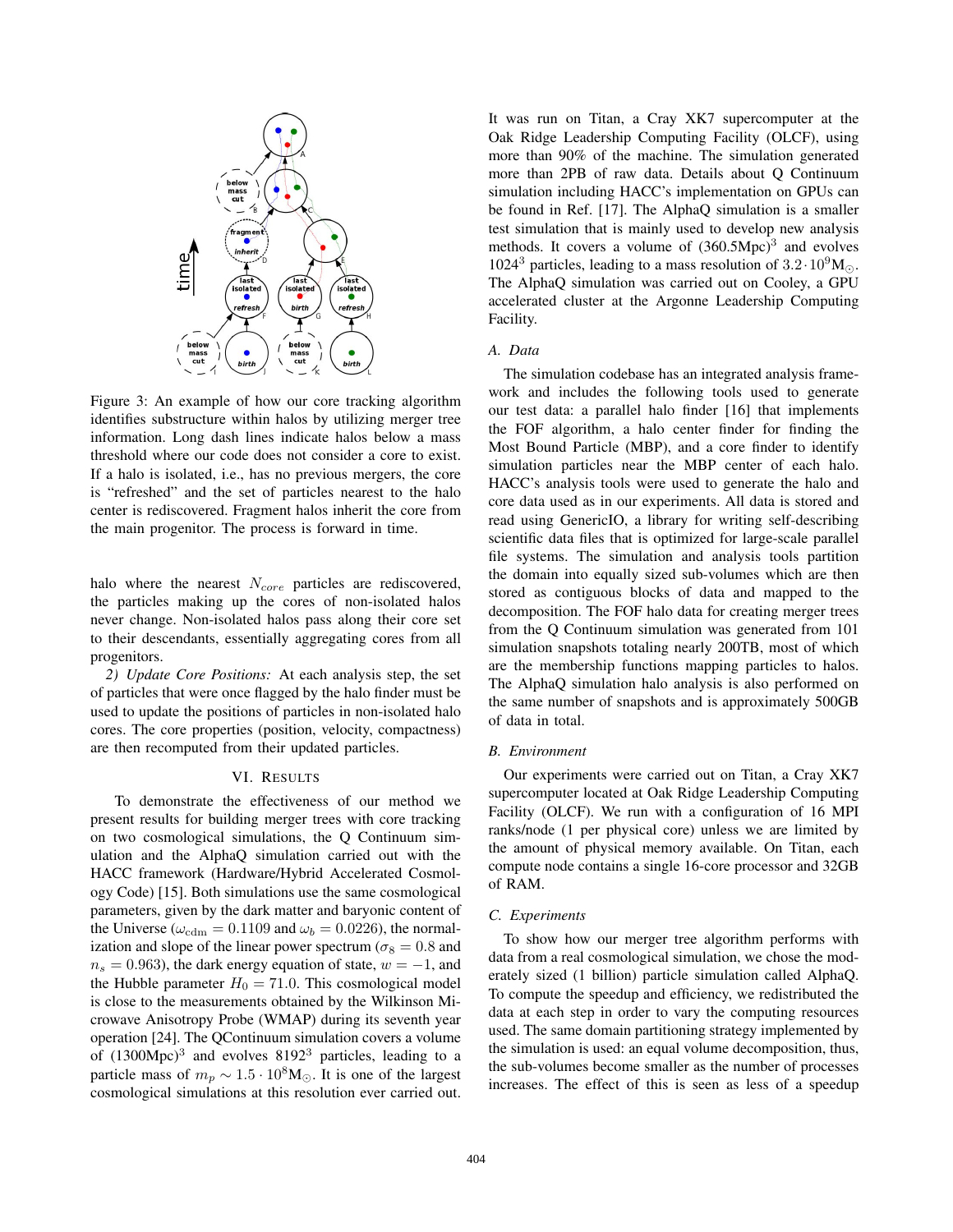Figure 3: An example of how our core tracking algorithm identifies substructure within halos by utilizing merger tree information. Long dash lines indicate halos below a mass threshold where our code does not consider a core to exist. If a halo is isolated, i.e., has no previous mergers, the core is "refreshed" and the set of particles nearest to the halo center is rediscovered. Fragment halos inherit the core from the main progenitor. The process is forward in time.

halo where the nearest $N_{core}$ particles are rediscovered, the particles making up the cores of non-isolated halos never change. Non-isolated halos pass along their core set to their descendants, essentially aggregating cores from all progenitors.

*2) Update Core Positions:* At each analysis step, the set of particles that were once flagged by the halo finder must be used to update the positions of particles in non-isolated halo cores. The core properties (position, velocity, compactness) are then recomputed from their updated particles.

## VI. Results

To demonstrate the effectiveness of our method we present results for building merger trees with core tracking on two cosmological simulations, the Q Continuum simulation and the AlphaQ simulation carried out with the HACC framework (Hardware/Hybrid Accelerated Cosmology Code) [15]. Both simulations use the same cosmological parameters, given by the dark matter and baryonic content of the Universe ($\omega_{\rm cdm} = 0.1109$ and $\omega_b = 0.0226$), the normalization and slope of the linear power spectrum ($\sigma_8 = 0.8$ and $n_s = 0.963$), the dark energy equation of state, $w = -1$, and the Hubble parameter $H_0 = 71.0$. This cosmological model is close to the measurements obtained by the Wilkinson Microwave Anisotropy Probe (WMAP) during its seventh year operation [24]. The QContinuum simulation covers a volume of $(1300\text{Mpc})^3$ and evolves $8192^3$ particles, leading to a particle mass of $m_p \sim 1.5 \cdot 10^8 \text{M}_\odot$. It is one of the largest cosmological simulations at this resolution ever carried out. It was run on Titan, a Cray XK7 supercomputer at the Oak Ridge Leadership Computing Facility (OLCF), using more than 90% of the machine. The simulation generated more than 2PB of raw data. Details about Q Continuum simulation including HACC's implementation on GPUs can be found in Ref. [17]. The AlphaQ simulation is a smaller test simulation that is mainly used to develop new analysis methods. It covers a volume of $(360.5\text{Mpc})^3$ and evolves $1024^3$ particles, leading to a mass resolution of $3.2 \cdot 10^9 \text{M}_\odot$. The AlphaQ simulation was carried out on Cooley, a GPU accelerated cluster at the Argonne Leadership Computing Facility.

### A. Data

The simulation codebase has an integrated analysis framework and includes the following tools used to generate our test data: a parallel halo finder [16] that implements the FOF algorithm, a halo center finder for finding the Most Bound Particle (MBP), and a core finder to identify simulation particles near the MBP center of each halo. HACC's analysis tools were used to generate the halo and core data used as in our experiments. All data is stored and read using GenericIO, a library for writing self-describing scientific data files that is optimized for large-scale parallel file systems. The simulation and analysis tools partition the domain into equally sized sub-volumes which are then stored as contiguous blocks of data and mapped to the decomposition. The FOF halo data for creating merger trees from the Q Continuum simulation was generated from 101 simulation snapshots totaling nearly 200TB, most of which are the membership functions mapping particles to halos. The AlphaQ simulation halo analysis is also performed on the same number of snapshots and is approximately 500GB of data in total.

### B. Environment

Our experiments were carried out on Titan, a Cray XK7 supercomputer located at Oak Ridge Leadership Computing Facility (OLCF). We run with a configuration of 16 MPI ranks/node (1 per physical core) unless we are limited by the amount of physical memory available. On Titan, each compute node contains a single 16-core processor and 32GB of RAM.

### C. Experiments

To show how our merger tree algorithm performs with data from a real cosmological simulation, we chose the moderately sized (1 billion) particle simulation called AlphaQ. To compute the speedup and efficiency, we redistributed the data at each step in order to vary the computing resources used. The same domain partitioning strategy implemented by the simulation is used: an equal volume decomposition, thus, the sub-volumes become smaller as the number of processes increases. The effect of this is seen as less of a speedup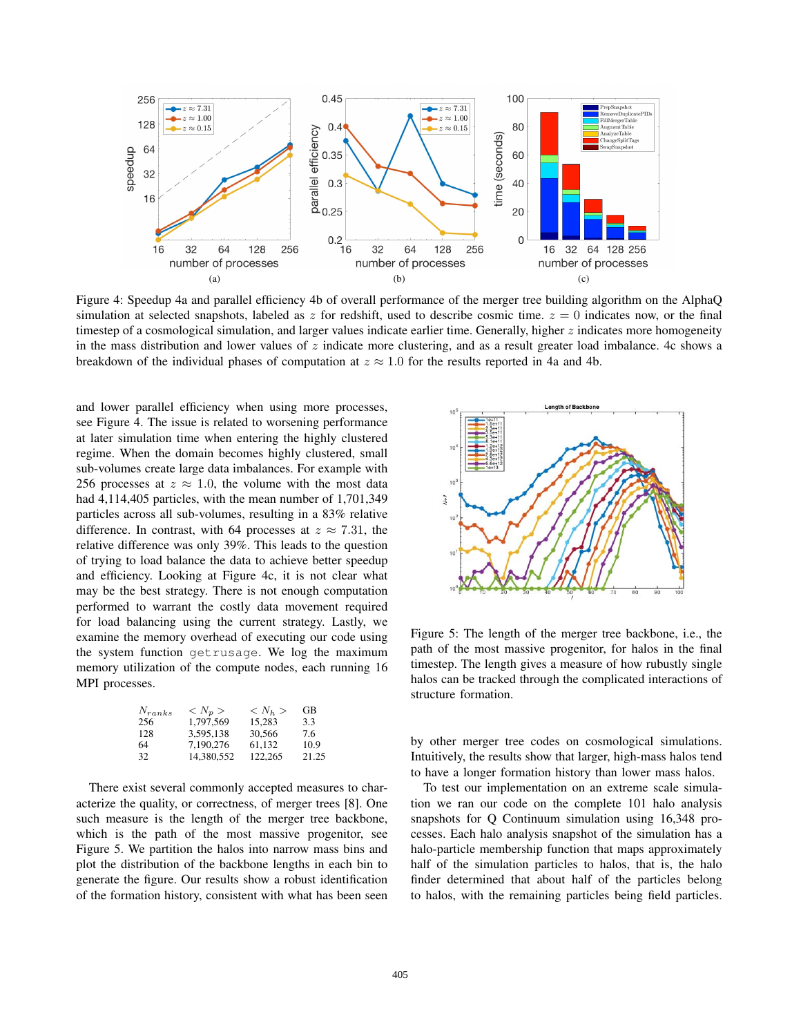Figure 4: Speedup 4a and parallel efficiency 4b of overall performance of the merger tree building algorithm on the AlphaQ simulation at selected snapshots, labeled as $z$ for redshift, used to describe cosmic time. $z = 0$ indicates now, or the final timestep of a cosmological simulation, and larger values indicate earlier time. Generally, higher $z$ indicates more homogeneity in the mass distribution and lower values of $z$ indicate more clustering, and as a result greater load imbalance. 4c shows a breakdown of the individual phases of computation at $z \approx 1.0$ for the results reported in 4a and 4b.

and lower parallel efficiency when using more processes, see Figure 4. The issue is related to worsening performance at later simulation time when entering the highly clustered regime. When the domain becomes highly clustered, small sub-volumes create large data imbalances. For example with 256 processes at $z \approx 1.0$, the volume with the most data had 4,114,405 particles, with the mean number of 1,701,349 particles across all sub-volumes, resulting in a 83% relative difference. In contrast, with 64 processes at $z \approx 7.31$, the relative difference was only 39%. This leads to the question of trying to load balance the data to achieve better speedup and efficiency. Looking at Figure 4c, it is not clear what may be the best strategy. There is not enough computation performed to warrant the costly data movement required for load balancing using the current strategy. Lastly, we examine the memory overhead of executing our code using the system function `getrusage`. We log the maximum memory utilization of the compute nodes, each running 16 MPI processes.

| $N_{ranks}$ | $< N_p >$ | $< N_h >$ | GB |
|---|---|---|---|
| 256 | 1,797,569 | 15,283 | 3.3 |
| 128 | 3,595,138 | 30,566 | 7.6 |
| 64 | 7,190,276 | 61,132 | 10.9 |
| 32 | 14,380,552 | 122,265 | 21.25 |

There exist several commonly accepted measures to characterize the quality, or correctness, of merger trees [8]. One such measure is the length of the merger tree backbone, which is the path of the most massive progenitor, see Figure 5. We partition the halos into narrow mass bins and plot the distribution of the backbone lengths in each bin to generate the figure. Our results show a robust identification of the formation history, consistent with what has been seen by other merger tree codes on cosmological simulations. Intuitively, the results show that larger, high-mass halos tend to have a longer formation history than lower mass halos.

Figure 5: The length of the merger tree backbone, i.e., the path of the most massive progenitor, for halos in the final timestep. The length gives a measure of how rubustly single halos can be tracked through the complicated interactions of structure formation.

To test our implementation on an extreme scale simulation we ran our code on the complete 101 halo analysis snapshots for Q Continuum simulation using 16,348 processes. Each halo analysis snapshot of the simulation has a halo-particle membership function that maps approximately half of the simulation particles to halos, that is, the halo finder determined that about half of the particles belong to halos, with the remaining particles being field particles.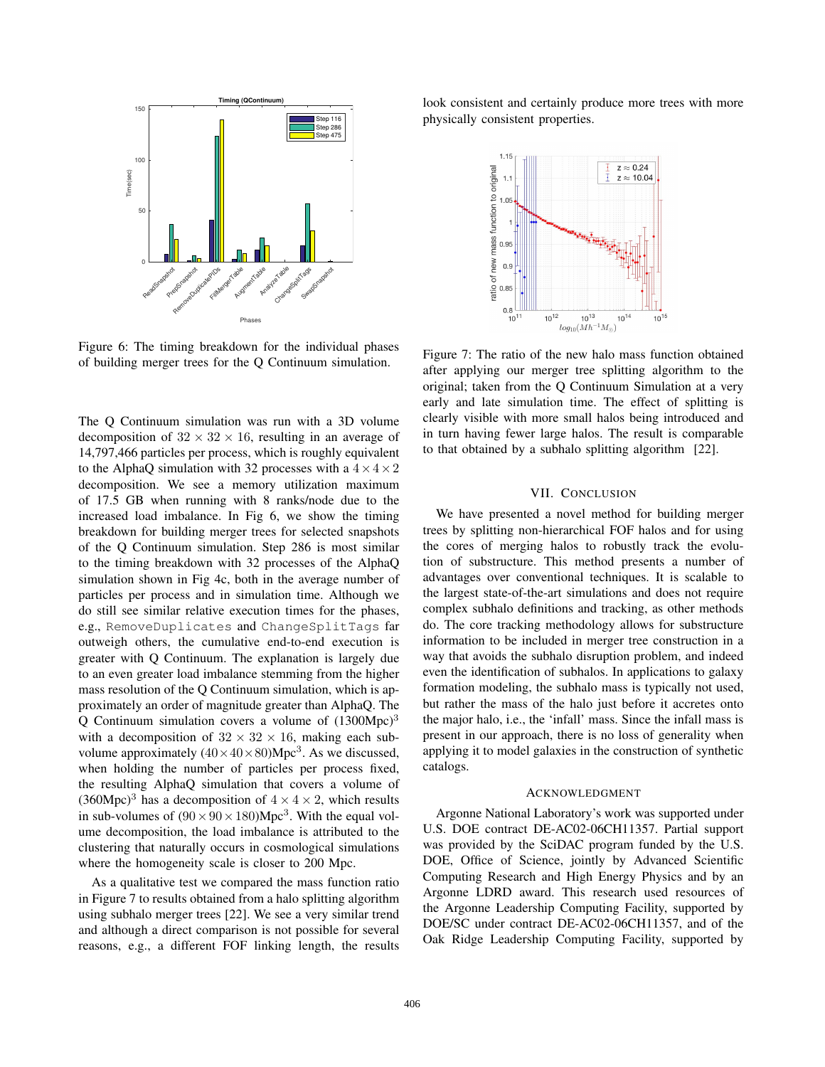Figure 6: The timing breakdown for the individual phases of building merger trees for the Q Continuum simulation.

The Q Continuum simulation was run with a 3D volume decomposition of $32 \times 32 \times 16$, resulting in an average of 14,797,466 particles per process, which is roughly equivalent to the AlphaQ simulation with 32 processes with a $4 \times 4 \times 2$ decomposition. We see a memory utilization maximum of 17.5 GB when running with 8 ranks/node due to the increased load imbalance. In Fig 6, we show the timing breakdown for building merger trees for selected snapshots of the Q Continuum simulation. Step 286 is most similar to the timing breakdown with 32 processes of the AlphaQ simulation shown in Fig 4c, both in the average number of particles per process and in simulation time. Although we do still see similar relative execution times for the phases, e.g., `RemoveDuplicates` and `ChangeSplitTags` far outweigh others, the cumulative end-to-end execution is greater with Q Continuum. The explanation is largely due to an even greater load imbalance stemming from the higher mass resolution of the Q Continuum simulation, which is approximately an order of magnitude greater than AlphaQ. The Q Continuum simulation covers a volume of $(1300\text{Mpc})^3$ with a decomposition of $32 \times 32 \times 16$, making each sub-volume approximately $(40 \times 40 \times 80)\text{Mpc}^3$. As we discussed, when holding the number of particles per process fixed, the resulting AlphaQ simulation that covers a volume of $(360\text{Mpc})^3$ has a decomposition of $4 \times 4 \times 2$, which results in sub-volumes of $(90 \times 90 \times 180)\text{Mpc}^3$. With the equal volume decomposition, the load imbalance is attributed to the clustering that naturally occurs in cosmological simulations where the homogeneity scale is closer to 200 Mpc.

As a qualitative test we compared the mass function ratio in Figure 7 to results obtained from a halo splitting algorithm using subhalo merger trees [22]. We see a very similar trend and although a direct comparison is not possible for several reasons, e.g., a different FOF linking length, the results look consistent and certainly produce more trees with more physically consistent properties.

Figure 7: The ratio of the new halo mass function obtained after applying our merger tree splitting algorithm to the original; taken from the Q Continuum Simulation at a very early and late simulation time. The effect of splitting is clearly visible with more small halos being introduced and in turn having fewer large halos. The result is comparable to that obtained by a subhalo splitting algorithm [22].

## VII. Conclusion

We have presented a novel method for building merger trees by splitting non-hierarchical FOF halos and for using the cores of merging halos to robustly track the evolution of substructure. This method presents a number of advantages over conventional techniques. It is scalable to the largest state-of-the-art simulations and does not require complex subhalo definitions and tracking, as other methods do. The core tracking methodology allows for substructure information to be included in merger tree construction in a way that avoids the subhalo disruption problem, and indeed even the identification of subhalos. In applications to galaxy formation modeling, the subhalo mass is typically not used, but rather the mass of the halo just before it accretes onto the major halo, i.e., the 'infall' mass. Since the infall mass is present in our approach, there is no loss of generality when applying it to model galaxies in the construction of synthetic catalogs.

## Acknowledgment

Argonne National Laboratory's work was supported under U.S. DOE contract DE-AC02-06CH11357. Partial support was provided by the SciDAC program funded by the U.S. DOE, Office of Science, jointly by Advanced Scientific Computing Research and High Energy Physics and by an Argonne LDRD award. This research used resources of the Argonne Leadership Computing Facility, supported by DOE/SC under contract DE-AC02-06CH11357, and of the Oak Ridge Leadership Computing Facility, supported by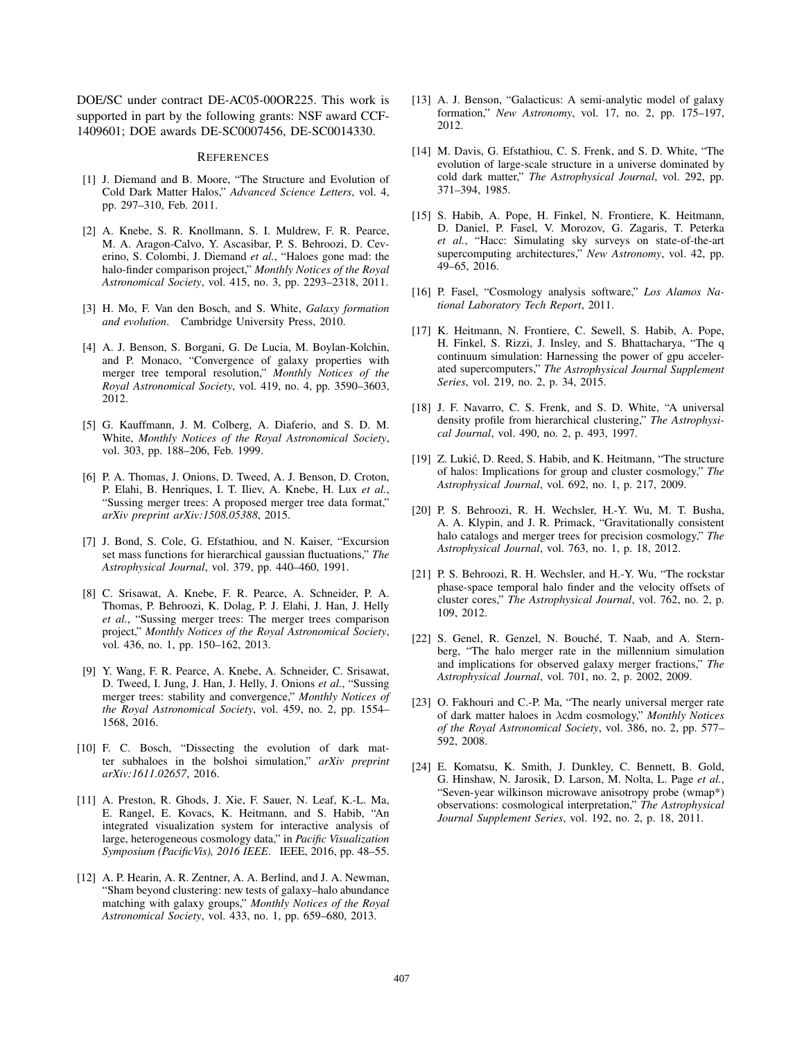DOE/SC under contract DE-AC05-00OR225. This work is supported in part by the following grants: NSF award CCF-1409601; DOE awards DE-SC0007456, DE-SC0014330.

## References

[1] J. Diemand and B. Moore, "The Structure and Evolution of Cold Dark Matter Halos," *Advanced Science Letters*, vol. 4, pp. 297–310, Feb. 2011.

[2] A. Knebe, S. R. Knollmann, S. I. Muldrew, F. R. Pearce, M. A. Aragon-Calvo, Y. Ascasibar, P. S. Behroozi, D. Ceverino, S. Colombi, J. Diemand *et al.*, "Haloes gone mad: the halo-finder comparison project," *Monthly Notices of the Royal Astronomical Society*, vol. 415, no. 3, pp. 2293–2318, 2011.

[3] H. Mo, F. Van den Bosch, and S. White, *Galaxy formation and evolution*. Cambridge University Press, 2010.

[4] A. J. Benson, S. Borgani, G. De Lucia, M. Boylan-Kolchin, and P. Monaco, "Convergence of galaxy properties with merger tree temporal resolution," *Monthly Notices of the Royal Astronomical Society*, vol. 419, no. 4, pp. 3590–3603, 2012.

[5] G. Kauffmann, J. M. Colberg, A. Diaferio, and S. D. M. White, *Monthly Notices of the Royal Astronomical Society*, vol. 303, pp. 188–206, Feb. 1999.

[6] P. A. Thomas, J. Onions, D. Tweed, A. J. Benson, D. Croton, P. Elahi, B. Henriques, I. T. Iliev, A. Knebe, H. Lux *et al.*, "Sussing merger trees: A proposed merger tree data format," *arXiv preprint arXiv:1508.05388*, 2015.

[7] J. Bond, S. Cole, G. Efstathiou, and N. Kaiser, "Excursion set mass functions for hierarchical gaussian fluctuations," *The Astrophysical Journal*, vol. 379, pp. 440–460, 1991.

[8] C. Srisawat, A. Knebe, F. R. Pearce, A. Schneider, P. A. Thomas, P. Behroozi, K. Dolag, P. J. Elahi, J. Han, J. Helly *et al.*, "Sussing merger trees: The merger trees comparison project," *Monthly Notices of the Royal Astronomical Society*, vol. 436, no. 1, pp. 150–162, 2013.

[9] Y. Wang, F. R. Pearce, A. Knebe, A. Schneider, C. Srisawat, D. Tweed, I. Jung, J. Han, J. Helly, J. Onions *et al.*, "Sussing merger trees: stability and convergence," *Monthly Notices of the Royal Astronomical Society*, vol. 459, no. 2, pp. 1554–1568, 2016.

[10] F. C. Bosch, "Dissecting the evolution of dark matter subhaloes in the bolshoi simulation," *arXiv preprint arXiv:1611.02657*, 2016.

[11] A. Preston, R. Ghods, J. Xie, F. Sauer, N. Leaf, K.-L. Ma, E. Rangel, E. Kovacs, K. Heitmann, and S. Habib, "An integrated visualization system for interactive analysis of large, heterogeneous cosmology data," in *Pacific Visualization Symposium (PacificVis), 2016 IEEE*. IEEE, 2016, pp. 48–55.

[12] A. P. Hearin, A. R. Zentner, A. A. Berlind, and J. A. Newman, "Sham beyond clustering: new tests of galaxy–halo abundance matching with galaxy groups," *Monthly Notices of the Royal Astronomical Society*, vol. 433, no. 1, pp. 659–680, 2013.

[13] A. J. Benson, "Galacticus: A semi-analytic model of galaxy formation," *New Astronomy*, vol. 17, no. 2, pp. 175–197, 2012.

[14] M. Davis, G. Efstathiou, C. S. Frenk, and S. D. White, "The evolution of large-scale structure in a universe dominated by cold dark matter," *The Astrophysical Journal*, vol. 292, pp. 371–394, 1985.

[15] S. Habib, A. Pope, H. Finkel, N. Frontiere, K. Heitmann, D. Daniel, P. Fasel, V. Morozov, G. Zagaris, T. Peterka *et al.*, "Hacc: Simulating sky surveys on state-of-the-art supercomputing architectures," *New Astronomy*, vol. 42, pp. 49–65, 2016.

[16] P. Fasel, "Cosmology analysis software," *Los Alamos National Laboratory Tech Report*, 2011.

[17] K. Heitmann, N. Frontiere, C. Sewell, S. Habib, A. Pope, H. Finkel, S. Rizzi, J. Insley, and S. Bhattacharya, "The q continuum simulation: Harnessing the power of gpu accelerated supercomputers," *The Astrophysical Journal Supplement Series*, vol. 219, no. 2, p. 34, 2015.

[18] J. F. Navarro, C. S. Frenk, and S. D. White, "A universal density profile from hierarchical clustering," *The Astrophysical Journal*, vol. 490, no. 2, p. 493, 1997.

[19] Z. Lukić, D. Reed, S. Habib, and K. Heitmann, "The structure of halos: Implications for group and cluster cosmology," *The Astrophysical Journal*, vol. 692, no. 1, p. 217, 2009.

[20] P. S. Behroozi, R. H. Wechsler, H.-Y. Wu, M. T. Busha, A. A. Klypin, and J. R. Primack, "Gravitationally consistent halo catalogs and merger trees for precision cosmology," *The Astrophysical Journal*, vol. 763, no. 1, p. 18, 2012.

[21] P. S. Behroozi, R. H. Wechsler, and H.-Y. Wu, "The rockstar phase-space temporal halo finder and the velocity offsets of cluster cores," *The Astrophysical Journal*, vol. 762, no. 2, p. 109, 2012.

[22] S. Genel, R. Genzel, N. Bouché, T. Naab, and A. Sternberg, "The halo merger rate in the millennium simulation and implications for observed galaxy merger fractions," *The Astrophysical Journal*, vol. 701, no. 2, p. 2002, 2009.

[23] O. Fakhouri and C.-P. Ma, "The nearly universal merger rate of dark matter haloes in $\lambda$cdm cosmology," *Monthly Notices of the Royal Astronomical Society*, vol. 386, no. 2, pp. 577–592, 2008.

[24] E. Komatsu, K. Smith, J. Dunkley, C. Bennett, B. Gold, G. Hinshaw, N. Jarosik, D. Larson, M. Nolta, L. Page *et al.*, "Seven-year wilkinson microwave anisotropy probe (wmap*) observations: cosmological interpretation," *The Astrophysical Journal Supplement Series*, vol. 192, no. 2, p. 18, 2011.